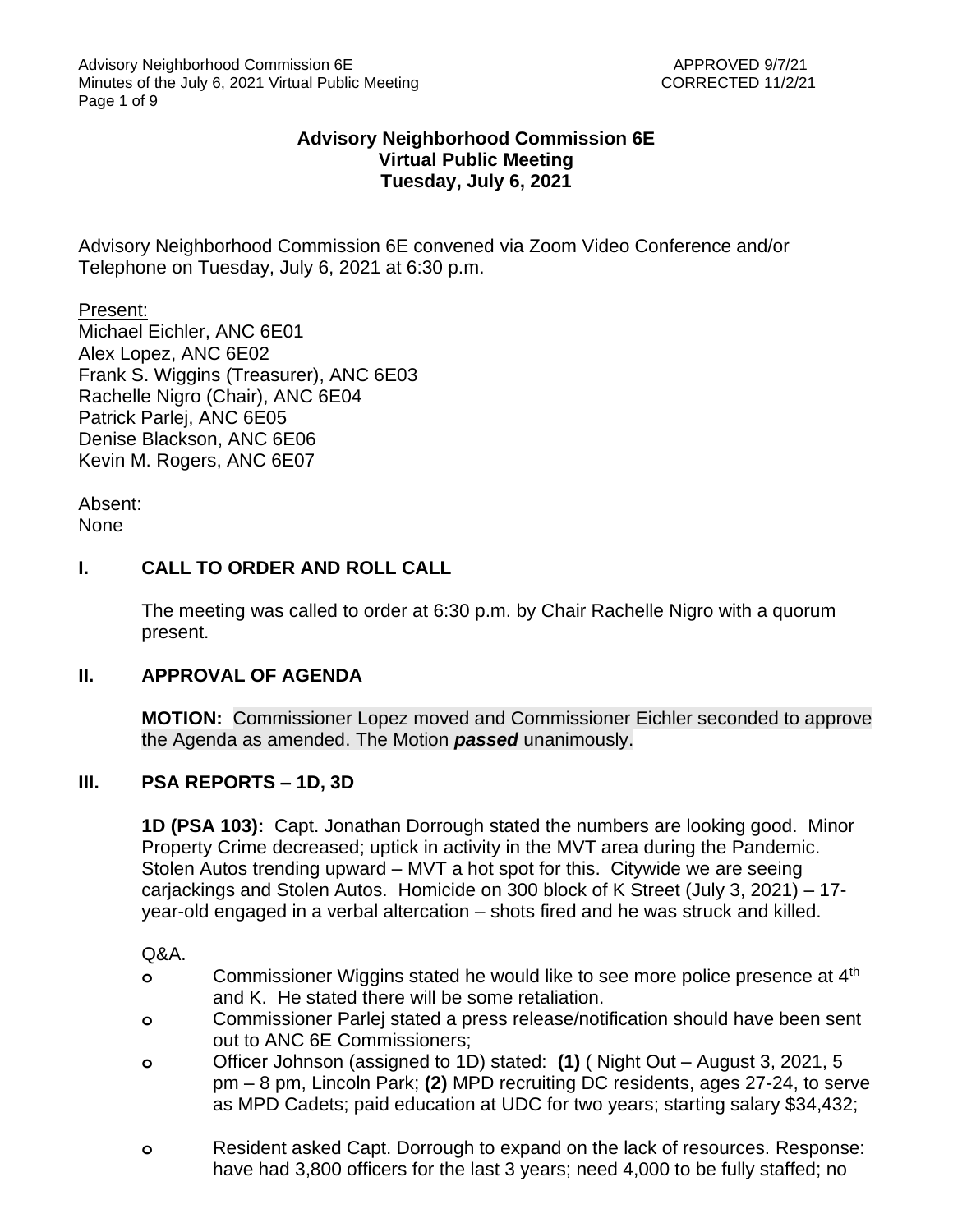**Advisory Neighborhood Commission 6E**
**Virtual Public Meeting**
**Tuesday, July 6, 2021**

Advisory Neighborhood Commission 6E convened via Zoom Video Conference and/or Telephone on Tuesday, July 6, 2021 at 6:30 p.m.

Present:
Michael Eichler, ANC 6E01
Alex Lopez, ANC 6E02
Frank S. Wiggins (Treasurer), ANC 6E03
Rachelle Nigro (Chair), ANC 6E04
Patrick Parlej, ANC 6E05
Denise Blackson, ANC 6E06
Kevin M. Rogers, ANC 6E07

Absent:
None

## I. CALL TO ORDER AND ROLL CALL

The meeting was called to order at 6:30 p.m. by Chair Rachelle Nigro with a quorum present.

## II. APPROVAL OF AGENDA

**MOTION:** Commissioner Lopez moved and Commissioner Eichler seconded to approve the Agenda as amended. The Motion ***passed*** unanimously.

## III. PSA REPORTS – 1D, 3D

**1D (PSA 103):** Capt. Jonathan Dorrough stated the numbers are looking good. Minor Property Crime decreased; uptick in activity in the MVT area during the Pandemic. Stolen Autos trending upward – MVT a hot spot for this. Citywide we are seeing carjackings and Stolen Autos. Homicide on 300 block of K Street (July 3, 2021) – 17-year-old engaged in a verbal altercation – shots fired and he was struck and killed.

Q&A.

- Commissioner Wiggins stated he would like to see more police presence at 4th and K. He stated there will be some retaliation.
- Commissioner Parlej stated a press release/notification should have been sent out to ANC 6E Commissioners;
- Officer Johnson (assigned to 1D) stated: **(1)** ( Night Out – August 3, 2021, 5 pm – 8 pm, Lincoln Park; **(2)** MPD recruiting DC residents, ages 27-24, to serve as MPD Cadets; paid education at UDC for two years; starting salary $34,432;
- Resident asked Capt. Dorrough to expand on the lack of resources. Response: have had 3,800 officers for the last 3 years; need 4,000 to be fully staffed; no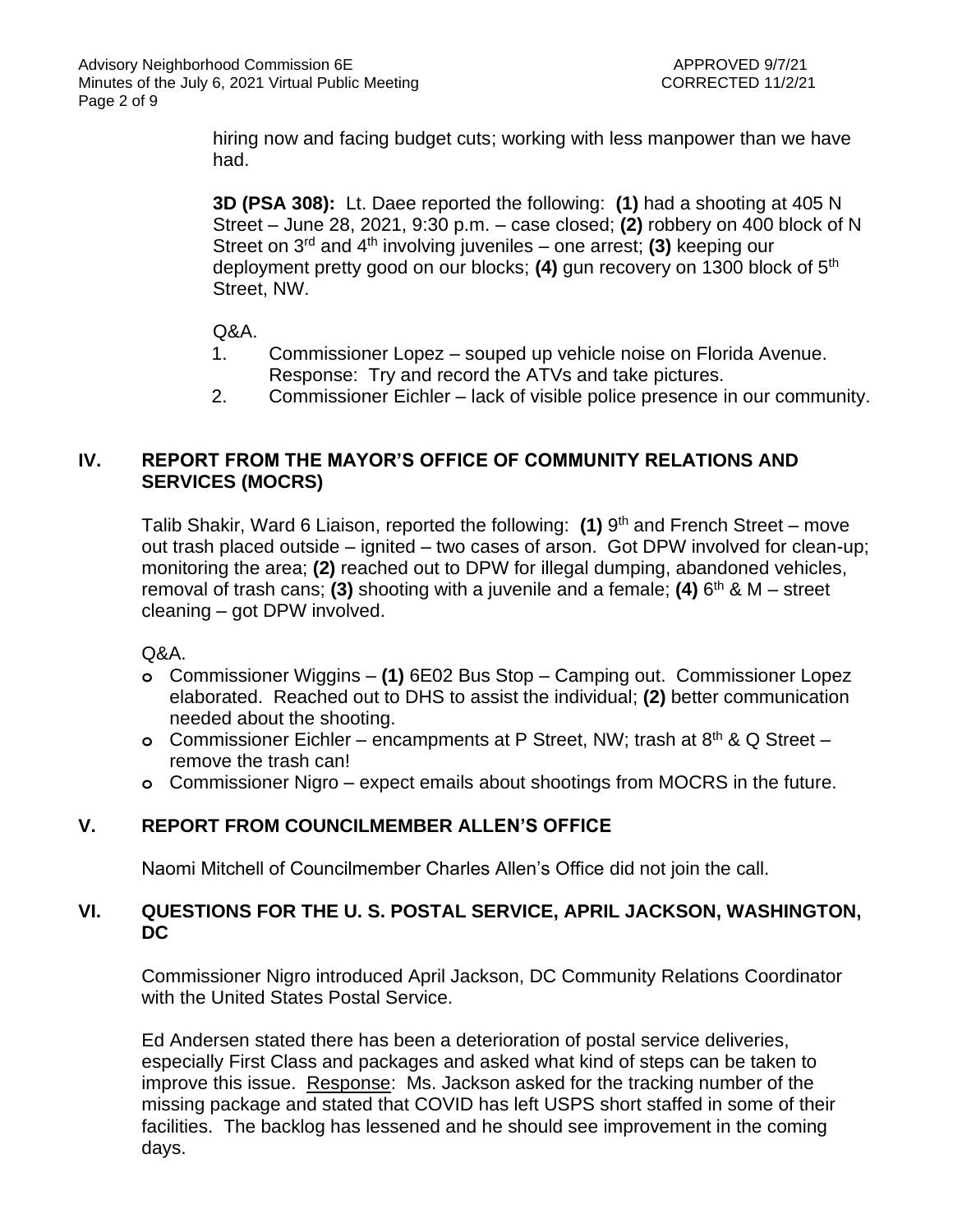hiring now and facing budget cuts; working with less manpower than we have had.

**3D (PSA 308):** Lt. Daee reported the following: **(1)** had a shooting at 405 N Street – June 28, 2021, 9:30 p.m. – case closed; **(2)** robbery on 400 block of N Street on 3rd and 4th involving juveniles – one arrest; **(3)** keeping our deployment pretty good on our blocks; **(4)** gun recovery on 1300 block of 5th Street, NW.

Q&A.

1. Commissioner Lopez – souped up vehicle noise on Florida Avenue. Response: Try and record the ATVs and take pictures.
2. Commissioner Eichler – lack of visible police presence in our community.

## IV. REPORT FROM THE MAYOR'S OFFICE OF COMMUNITY RELATIONS AND SERVICES (MOCRS)

Talib Shakir, Ward 6 Liaison, reported the following: **(1)** 9th and French Street – move out trash placed outside – ignited – two cases of arson. Got DPW involved for clean-up; monitoring the area; **(2)** reached out to DPW for illegal dumping, abandoned vehicles, removal of trash cans; **(3)** shooting with a juvenile and a female; **(4)** 6th & M – street cleaning – got DPW involved.

Q&A.

- Commissioner Wiggins – **(1)** 6E02 Bus Stop – Camping out. Commissioner Lopez elaborated. Reached out to DHS to assist the individual; **(2)** better communication needed about the shooting.
- Commissioner Eichler – encampments at P Street, NW; trash at 8th & Q Street – remove the trash can!
- Commissioner Nigro – expect emails about shootings from MOCRS in the future.

## V. REPORT FROM COUNCILMEMBER ALLEN'S OFFICE

Naomi Mitchell of Councilmember Charles Allen's Office did not join the call.

## VI. QUESTIONS FOR THE U. S. POSTAL SERVICE, APRIL JACKSON, WASHINGTON, DC

Commissioner Nigro introduced April Jackson, DC Community Relations Coordinator with the United States Postal Service.

Ed Andersen stated there has been a deterioration of postal service deliveries, especially First Class and packages and asked what kind of steps can be taken to improve this issue. Response: Ms. Jackson asked for the tracking number of the missing package and stated that COVID has left USPS short staffed in some of their facilities. The backlog has lessened and he should see improvement in the coming days.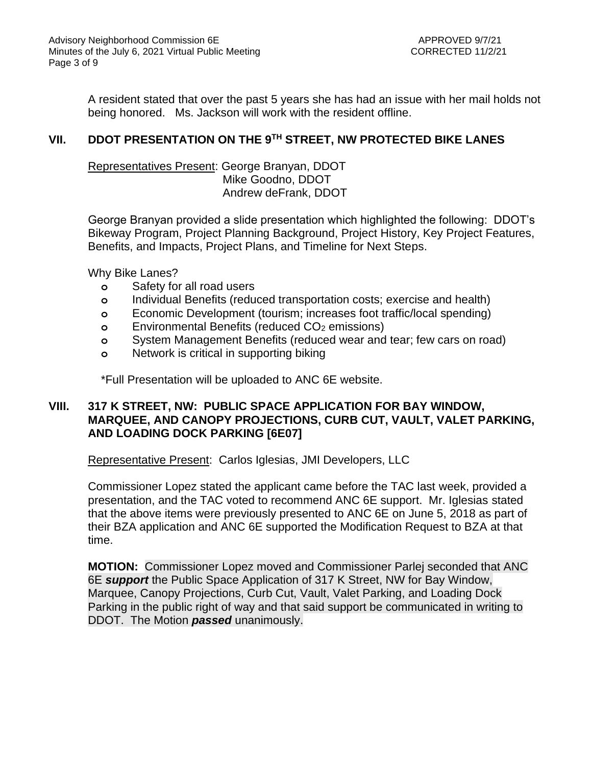A resident stated that over the past 5 years she has had an issue with her mail holds not being honored. Ms. Jackson will work with the resident offline.

## VII. DDOT PRESENTATION ON THE 9TH STREET, NW PROTECTED BIKE LANES

Representatives Present: George Branyan, DDOT
Mike Goodno, DDOT
Andrew deFrank, DDOT

George Branyan provided a slide presentation which highlighted the following: DDOT's Bikeway Program, Project Planning Background, Project History, Key Project Features, Benefits, and Impacts, Project Plans, and Timeline for Next Steps.

Why Bike Lanes?

- Safety for all road users
- Individual Benefits (reduced transportation costs; exercise and health)
- Economic Development (tourism; increases foot traffic/local spending)
- Environmental Benefits (reduced $CO_2$ emissions)
- System Management Benefits (reduced wear and tear; few cars on road)
- Network is critical in supporting biking

*Full Presentation will be uploaded to ANC 6E website.

## VIII. 317 K STREET, NW: PUBLIC SPACE APPLICATION FOR BAY WINDOW, MARQUEE, AND CANOPY PROJECTIONS, CURB CUT, VAULT, VALET PARKING, AND LOADING DOCK PARKING [6E07]

Representative Present: Carlos Iglesias, JMI Developers, LLC

Commissioner Lopez stated the applicant came before the TAC last week, provided a presentation, and the TAC voted to recommend ANC 6E support. Mr. Iglesias stated that the above items were previously presented to ANC 6E on June 5, 2018 as part of their BZA application and ANC 6E supported the Modification Request to BZA at that time.

**MOTION:** Commissioner Lopez moved and Commissioner Parlej seconded that ANC 6E ***support*** the Public Space Application of 317 K Street, NW for Bay Window, Marquee, Canopy Projections, Curb Cut, Vault, Valet Parking, and Loading Dock Parking in the public right of way and that said support be communicated in writing to DDOT. The Motion ***passed*** unanimously.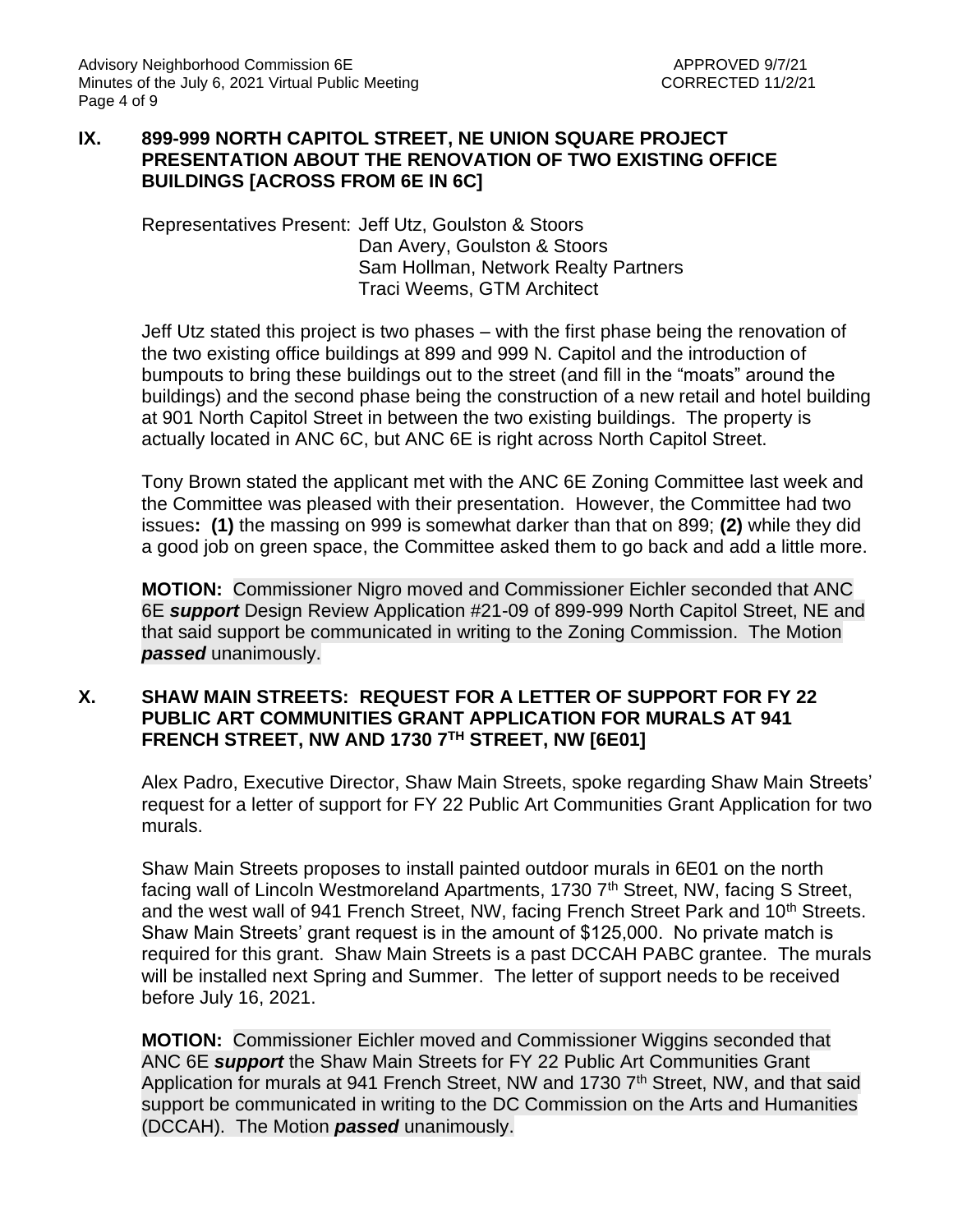## IX. 899-999 NORTH CAPITOL STREET, NE UNION SQUARE PROJECT PRESENTATION ABOUT THE RENOVATION OF TWO EXISTING OFFICE BUILDINGS [ACROSS FROM 6E IN 6C]

Representatives Present: Jeff Utz, Goulston & Stoors
Dan Avery, Goulston & Stoors
Sam Hollman, Network Realty Partners
Traci Weems, GTM Architect

Jeff Utz stated this project is two phases – with the first phase being the renovation of the two existing office buildings at 899 and 999 N. Capitol and the introduction of bumpouts to bring these buildings out to the street (and fill in the "moats" around the buildings) and the second phase being the construction of a new retail and hotel building at 901 North Capitol Street in between the two existing buildings. The property is actually located in ANC 6C, but ANC 6E is right across North Capitol Street.

Tony Brown stated the applicant met with the ANC 6E Zoning Committee last week and the Committee was pleased with their presentation. However, the Committee had two issues**:** **(1)** the massing on 999 is somewhat darker than that on 899; **(2)** while they did a good job on green space, the Committee asked them to go back and add a little more.

**MOTION:** Commissioner Nigro moved and Commissioner Eichler seconded that ANC 6E ***support*** Design Review Application #21-09 of 899-999 North Capitol Street, NE and that said support be communicated in writing to the Zoning Commission. The Motion ***passed*** unanimously.

## X. SHAW MAIN STREETS: REQUEST FOR A LETTER OF SUPPORT FOR FY 22 PUBLIC ART COMMUNITIES GRANT APPLICATION FOR MURALS AT 941 FRENCH STREET, NW AND 1730 7TH STREET, NW [6E01]

Alex Padro, Executive Director, Shaw Main Streets, spoke regarding Shaw Main Streets' request for a letter of support for FY 22 Public Art Communities Grant Application for two murals.

Shaw Main Streets proposes to install painted outdoor murals in 6E01 on the north facing wall of Lincoln Westmoreland Apartments, 1730 7th Street, NW, facing S Street, and the west wall of 941 French Street, NW, facing French Street Park and 10th Streets. Shaw Main Streets' grant request is in the amount of $125,000. No private match is required for this grant. Shaw Main Streets is a past DCCAH PABC grantee. The murals will be installed next Spring and Summer. The letter of support needs to be received before July 16, 2021.

**MOTION:** Commissioner Eichler moved and Commissioner Wiggins seconded that ANC 6E ***support*** the Shaw Main Streets for FY 22 Public Art Communities Grant Application for murals at 941 French Street, NW and 1730 7th Street, NW, and that said support be communicated in writing to the DC Commission on the Arts and Humanities (DCCAH). The Motion ***passed*** unanimously.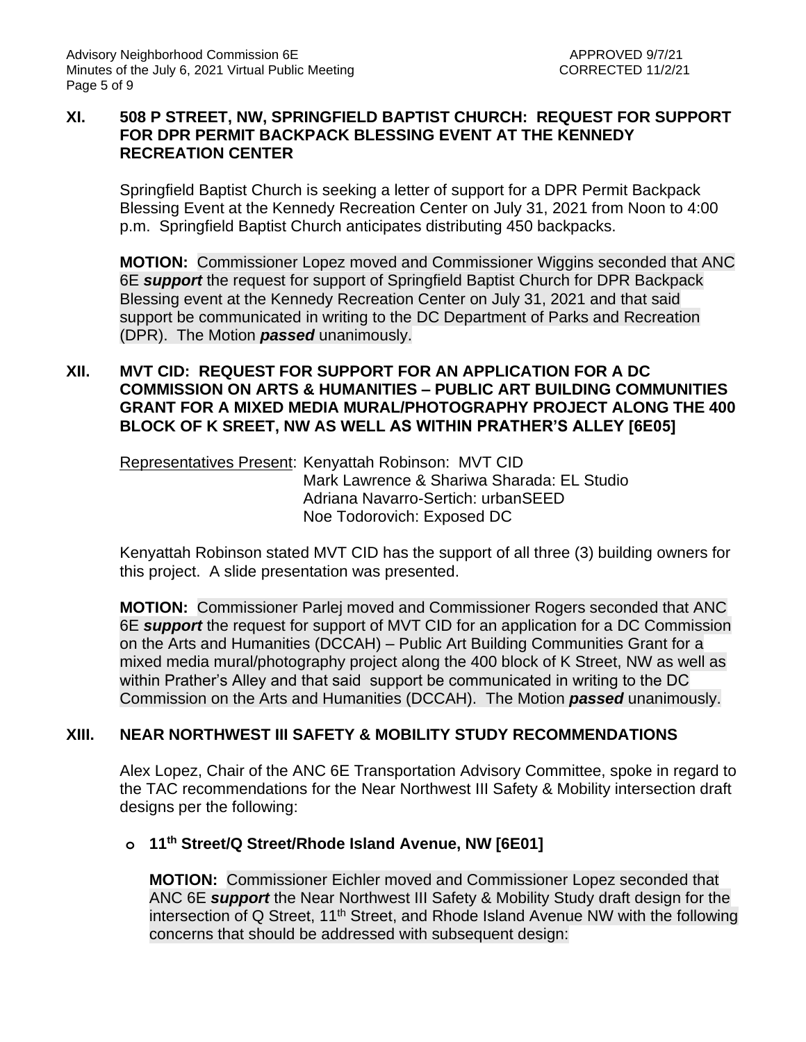## XI. 508 P STREET, NW, SPRINGFIELD BAPTIST CHURCH: REQUEST FOR SUPPORT FOR DPR PERMIT BACKPACK BLESSING EVENT AT THE KENNEDY RECREATION CENTER

Springfield Baptist Church is seeking a letter of support for a DPR Permit Backpack Blessing Event at the Kennedy Recreation Center on July 31, 2021 from Noon to 4:00 p.m. Springfield Baptist Church anticipates distributing 450 backpacks.

**MOTION:** Commissioner Lopez moved and Commissioner Wiggins seconded that ANC 6E ***support*** the request for support of Springfield Baptist Church for DPR Backpack Blessing event at the Kennedy Recreation Center on July 31, 2021 and that said support be communicated in writing to the DC Department of Parks and Recreation (DPR). The Motion ***passed*** unanimously.

## XII. MVT CID: REQUEST FOR SUPPORT FOR AN APPLICATION FOR A DC COMMISSION ON ARTS & HUMANITIES – PUBLIC ART BUILDING COMMUNITIES GRANT FOR A MIXED MEDIA MURAL/PHOTOGRAPHY PROJECT ALONG THE 400 BLOCK OF K SREET, NW AS WELL AS WITHIN PRATHER'S ALLEY [6E05]

Representatives Present: Kenyattah Robinson: MVT CID
Mark Lawrence & Shariwa Sharada: EL Studio
Adriana Navarro-Sertich: urbanSEED
Noe Todorovich: Exposed DC

Kenyattah Robinson stated MVT CID has the support of all three (3) building owners for this project. A slide presentation was presented.

**MOTION:** Commissioner Parlej moved and Commissioner Rogers seconded that ANC 6E ***support*** the request for support of MVT CID for an application for a DC Commission on the Arts and Humanities (DCCAH) – Public Art Building Communities Grant for a mixed media mural/photography project along the 400 block of K Street, NW as well as within Prather's Alley and that said support be communicated in writing to the DC Commission on the Arts and Humanities (DCCAH). The Motion ***passed*** unanimously.

## XIII. NEAR NORTHWEST III SAFETY & MOBILITY STUDY RECOMMENDATIONS

Alex Lopez, Chair of the ANC 6E Transportation Advisory Committee, spoke in regard to the TAC recommendations for the Near Northwest III Safety & Mobility intersection draft designs per the following:

- **11th Street/Q Street/Rhode Island Avenue, NW [6E01]**

  **MOTION:** Commissioner Eichler moved and Commissioner Lopez seconded that ANC 6E ***support*** the Near Northwest III Safety & Mobility Study draft design for the intersection of Q Street, 11th Street, and Rhode Island Avenue NW with the following concerns that should be addressed with subsequent design: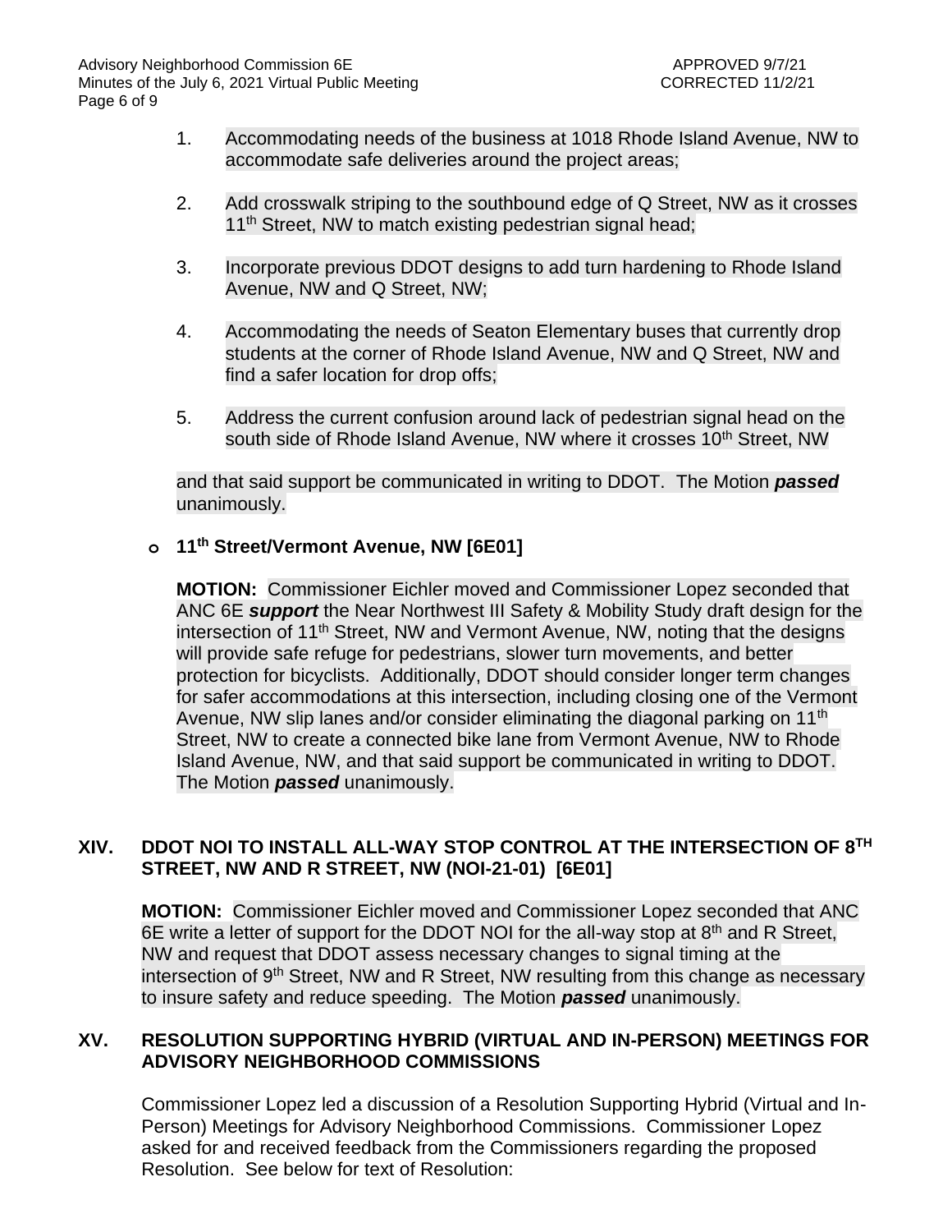1. Accommodating needs of the business at 1018 Rhode Island Avenue, NW to accommodate safe deliveries around the project areas;

2. Add crosswalk striping to the southbound edge of Q Street, NW as it crosses 11th Street, NW to match existing pedestrian signal head;

3. Incorporate previous DDOT designs to add turn hardening to Rhode Island Avenue, NW and Q Street, NW;

4. Accommodating the needs of Seaton Elementary buses that currently drop students at the corner of Rhode Island Avenue, NW and Q Street, NW and find a safer location for drop offs;

5. Address the current confusion around lack of pedestrian signal head on the south side of Rhode Island Avenue, NW where it crosses 10th Street, NW

and that said support be communicated in writing to DDOT. The Motion ***passed*** unanimously.

- **11th Street/Vermont Avenue, NW [6E01]**

  **MOTION:** Commissioner Eichler moved and Commissioner Lopez seconded that ANC 6E ***support*** the Near Northwest III Safety & Mobility Study draft design for the intersection of 11th Street, NW and Vermont Avenue, NW, noting that the designs will provide safe refuge for pedestrians, slower turn movements, and better protection for bicyclists. Additionally, DDOT should consider longer term changes for safer accommodations at this intersection, including closing one of the Vermont Avenue, NW slip lanes and/or consider eliminating the diagonal parking on 11th Street, NW to create a connected bike lane from Vermont Avenue, NW to Rhode Island Avenue, NW, and that said support be communicated in writing to DDOT. The Motion ***passed*** unanimously.

## XIV. DDOT NOI TO INSTALL ALL-WAY STOP CONTROL AT THE INTERSECTION OF 8TH STREET, NW AND R STREET, NW (NOI-21-01) [6E01]

**MOTION:** Commissioner Eichler moved and Commissioner Lopez seconded that ANC 6E write a letter of support for the DDOT NOI for the all-way stop at 8th and R Street, NW and request that DDOT assess necessary changes to signal timing at the intersection of 9th Street, NW and R Street, NW resulting from this change as necessary to insure safety and reduce speeding. The Motion ***passed*** unanimously.

## XV. RESOLUTION SUPPORTING HYBRID (VIRTUAL AND IN-PERSON) MEETINGS FOR ADVISORY NEIGHBORHOOD COMMISSIONS

Commissioner Lopez led a discussion of a Resolution Supporting Hybrid (Virtual and In-Person) Meetings for Advisory Neighborhood Commissions. Commissioner Lopez asked for and received feedback from the Commissioners regarding the proposed Resolution. See below for text of Resolution: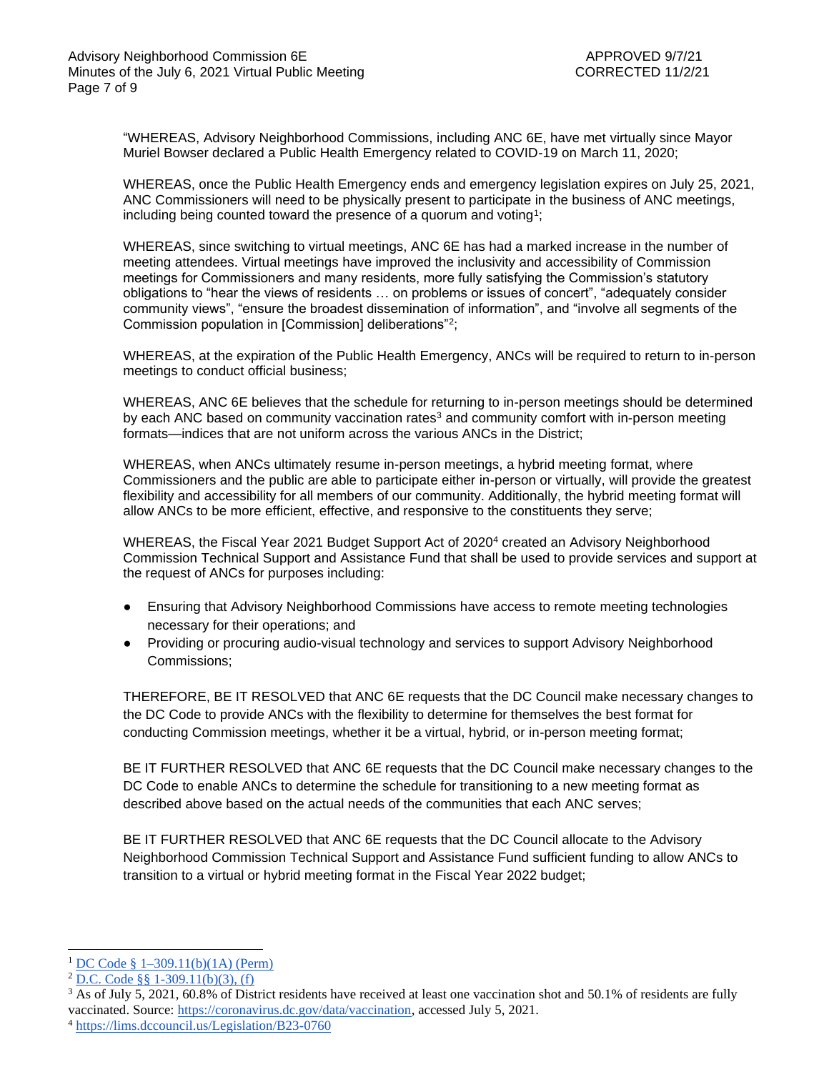"WHEREAS, Advisory Neighborhood Commissions, including ANC 6E, have met virtually since Mayor Muriel Bowser declared a Public Health Emergency related to COVID-19 on March 11, 2020;

WHEREAS, once the Public Health Emergency ends and emergency legislation expires on July 25, 2021, ANC Commissioners will need to be physically present to participate in the business of ANC meetings, including being counted toward the presence of a quorum and voting[1];

WHEREAS, since switching to virtual meetings, ANC 6E has had a marked increase in the number of meeting attendees. Virtual meetings have improved the inclusivity and accessibility of Commission meetings for Commissioners and many residents, more fully satisfying the Commission's statutory obligations to "hear the views of residents … on problems or issues of concern", "adequately consider community views", "ensure the broadest dissemination of information", and "involve all segments of the Commission population in [Commission] deliberations"[2];

WHEREAS, at the expiration of the Public Health Emergency, ANCs will be required to return to in-person meetings to conduct official business;

WHEREAS, ANC 6E believes that the schedule for returning to in-person meetings should be determined by each ANC based on community vaccination rates[3] and community comfort with in-person meeting formats—indices that are not uniform across the various ANCs in the District;

WHEREAS, when ANCs ultimately resume in-person meetings, a hybrid meeting format, where Commissioners and the public are able to participate either in-person or virtually, will provide the greatest flexibility and accessibility for all members of our community. Additionally, the hybrid meeting format will allow ANCs to be more efficient, effective, and responsive to the constituents they serve;

WHEREAS, the Fiscal Year 2021 Budget Support Act of 2020[4] created an Advisory Neighborhood Commission Technical Support and Assistance Fund that shall be used to provide services and support at the request of ANCs for purposes including:

- Ensuring that Advisory Neighborhood Commissions have access to remote meeting technologies necessary for their operations; and
- Providing or procuring audio-visual technology and services to support Advisory Neighborhood Commissions;

THEREFORE, BE IT RESOLVED that ANC 6E requests that the DC Council make necessary changes to the DC Code to provide ANCs with the flexibility to determine for themselves the best format for conducting Commission meetings, whether it be a virtual, hybrid, or in-person meeting format;

BE IT FURTHER RESOLVED that ANC 6E requests that the DC Council make necessary changes to the DC Code to enable ANCs to determine the schedule for transitioning to a new meeting format as described above based on the actual needs of the communities that each ANC serves;

BE IT FURTHER RESOLVED that ANC 6E requests that the DC Council allocate to the Advisory Neighborhood Commission Technical Support and Assistance Fund sufficient funding to allow ANCs to transition to a virtual or hybrid meeting format in the Fiscal Year 2022 budget;

---

[1] DC Code § 1–309.11(b)(1A) (Perm)

[2] D.C. Code §§ 1-309.11(b)(3), (f)

[3] As of July 5, 2021, 60.8% of District residents have received at least one vaccination shot and 50.1% of residents are fully vaccinated. Source: https://coronavirus.dc.gov/data/vaccination, accessed July 5, 2021.

[4] https://lims.dccouncil.us/Legislation/B23-0760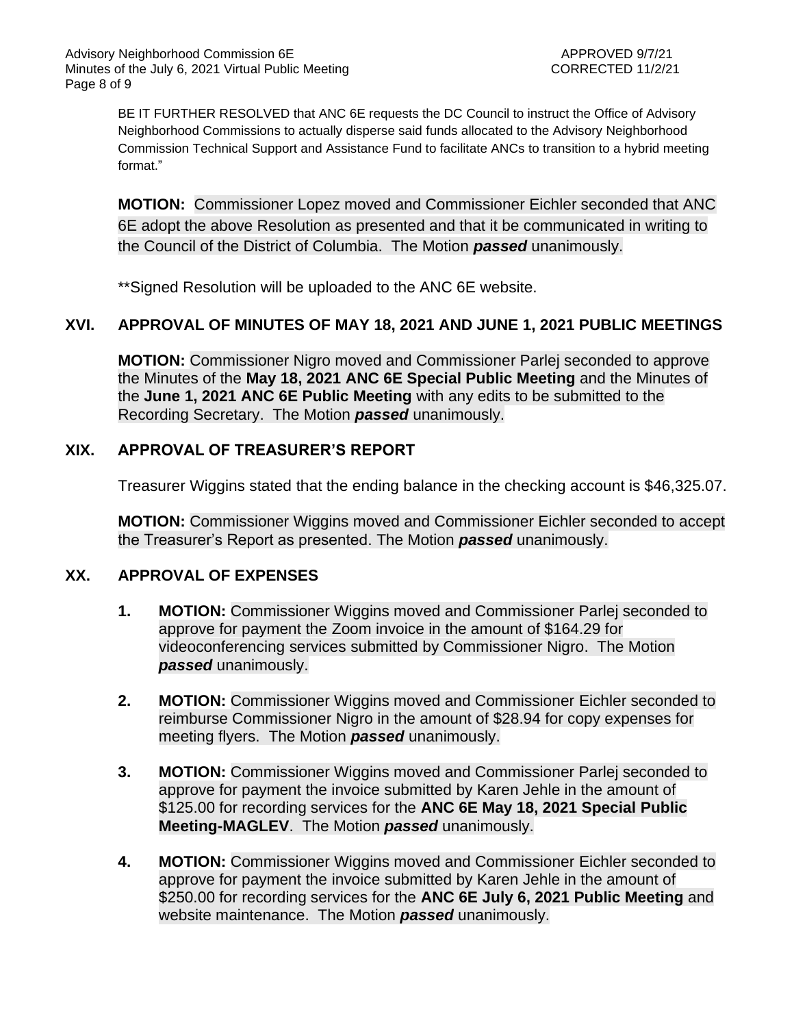BE IT FURTHER RESOLVED that ANC 6E requests the DC Council to instruct the Office of Advisory Neighborhood Commissions to actually disperse said funds allocated to the Advisory Neighborhood Commission Technical Support and Assistance Fund to facilitate ANCs to transition to a hybrid meeting format."

**MOTION:** Commissioner Lopez moved and Commissioner Eichler seconded that ANC 6E adopt the above Resolution as presented and that it be communicated in writing to the Council of the District of Columbia. The Motion ***passed*** unanimously.

**Signed Resolution will be uploaded to the ANC 6E website.

## XVI. APPROVAL OF MINUTES OF MAY 18, 2021 AND JUNE 1, 2021 PUBLIC MEETINGS

**MOTION:** Commissioner Nigro moved and Commissioner Parlej seconded to approve the Minutes of the **May 18, 2021 ANC 6E Special Public Meeting** and the Minutes of the **June 1, 2021 ANC 6E Public Meeting** with any edits to be submitted to the Recording Secretary. The Motion ***passed*** unanimously.

## XIX. APPROVAL OF TREASURER'S REPORT

Treasurer Wiggins stated that the ending balance in the checking account is $46,325.07.

**MOTION:** Commissioner Wiggins moved and Commissioner Eichler seconded to accept the Treasurer's Report as presented. The Motion ***passed*** unanimously.

## XX. APPROVAL OF EXPENSES

1. **MOTION:** Commissioner Wiggins moved and Commissioner Parlej seconded to approve for payment the Zoom invoice in the amount of $164.29 for videoconferencing services submitted by Commissioner Nigro. The Motion ***passed*** unanimously.

2. **MOTION:** Commissioner Wiggins moved and Commissioner Eichler seconded to reimburse Commissioner Nigro in the amount of $28.94 for copy expenses for meeting flyers. The Motion ***passed*** unanimously.

3. **MOTION:** Commissioner Wiggins moved and Commissioner Parlej seconded to approve for payment the invoice submitted by Karen Jehle in the amount of $125.00 for recording services for the **ANC 6E May 18, 2021 Special Public Meeting-MAGLEV**. The Motion ***passed*** unanimously.

4. **MOTION:** Commissioner Wiggins moved and Commissioner Eichler seconded to approve for payment the invoice submitted by Karen Jehle in the amount of $250.00 for recording services for the **ANC 6E July 6, 2021 Public Meeting** and website maintenance. The Motion ***passed*** unanimously.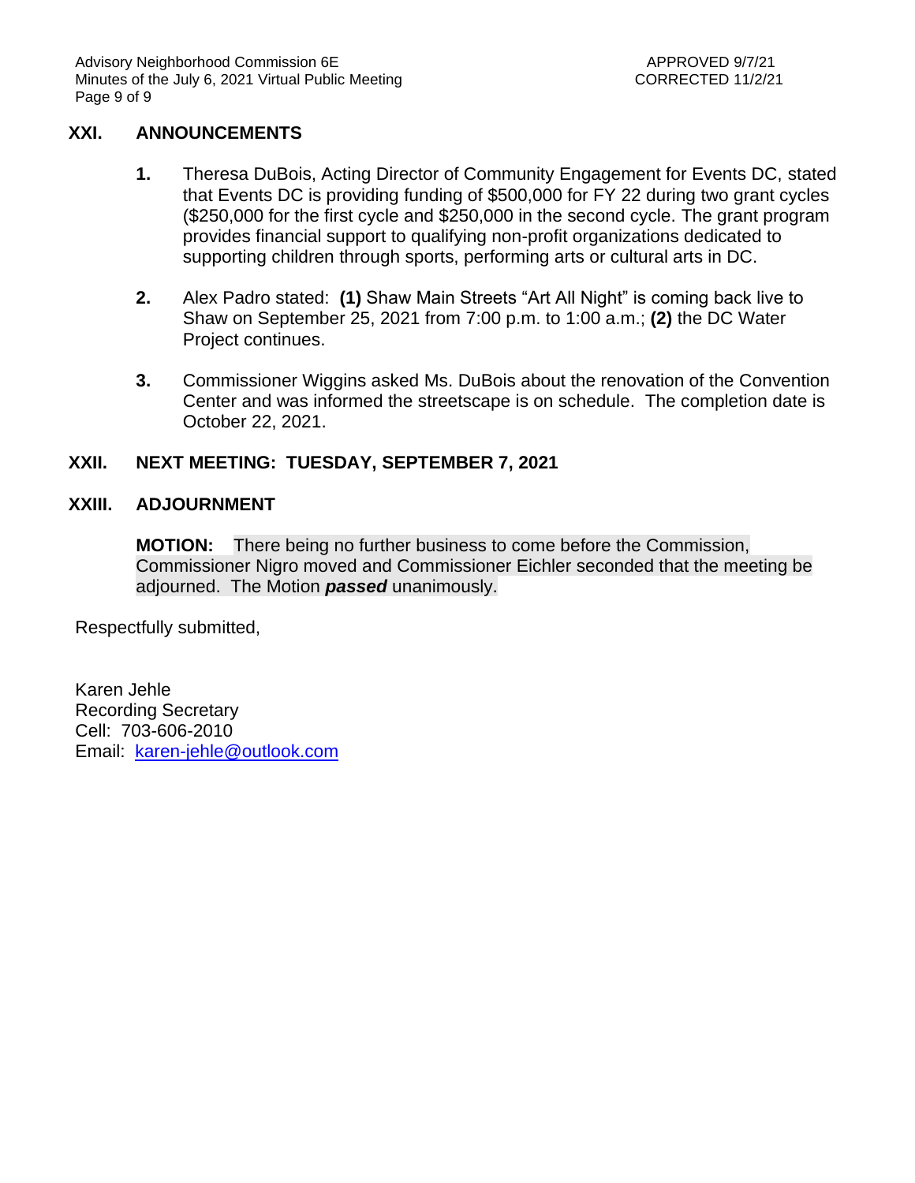## XXI. ANNOUNCEMENTS

1. Theresa DuBois, Acting Director of Community Engagement for Events DC, stated that Events DC is providing funding of $500,000 for FY 22 during two grant cycles ($250,000 for the first cycle and $250,000 in the second cycle. The grant program provides financial support to qualifying non-profit organizations dedicated to supporting children through sports, performing arts or cultural arts in DC.

2. Alex Padro stated: **(1)** Shaw Main Streets "Art All Night" is coming back live to Shaw on September 25, 2021 from 7:00 p.m. to 1:00 a.m.; **(2)** the DC Water Project continues.

3. Commissioner Wiggins asked Ms. DuBois about the renovation of the Convention Center and was informed the streetscape is on schedule. The completion date is October 22, 2021.

## XXII. NEXT MEETING: TUESDAY, SEPTEMBER 7, 2021

## XXIII. ADJOURNMENT

**MOTION:** There being no further business to come before the Commission, Commissioner Nigro moved and Commissioner Eichler seconded that the meeting be adjourned. The Motion ***passed*** unanimously.

Respectfully submitted,

Karen Jehle
Recording Secretary
Cell: 703-606-2010
Email: karen-jehle@outlook.com